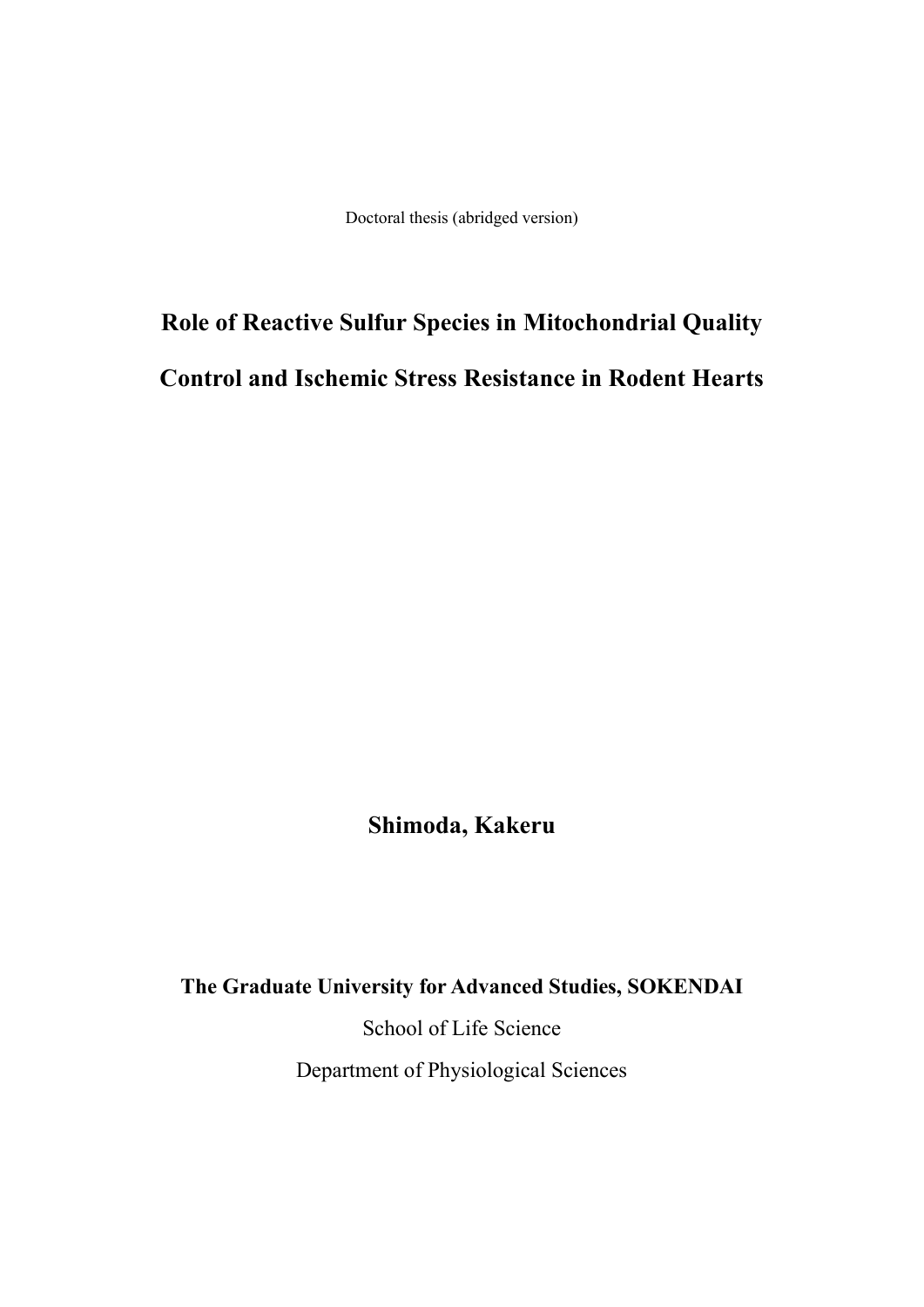Doctoral thesis (abridged version)

# Role of Reactive Sulfur Species in Mitochondrial Quality Control and Ischemic Stress Resistance in Rodent Hearts

**Shimoda, Kakeru**

**The Graduate University for Advanced Studies, SOKENDAI**

School of Life Science

Department of Physiological Sciences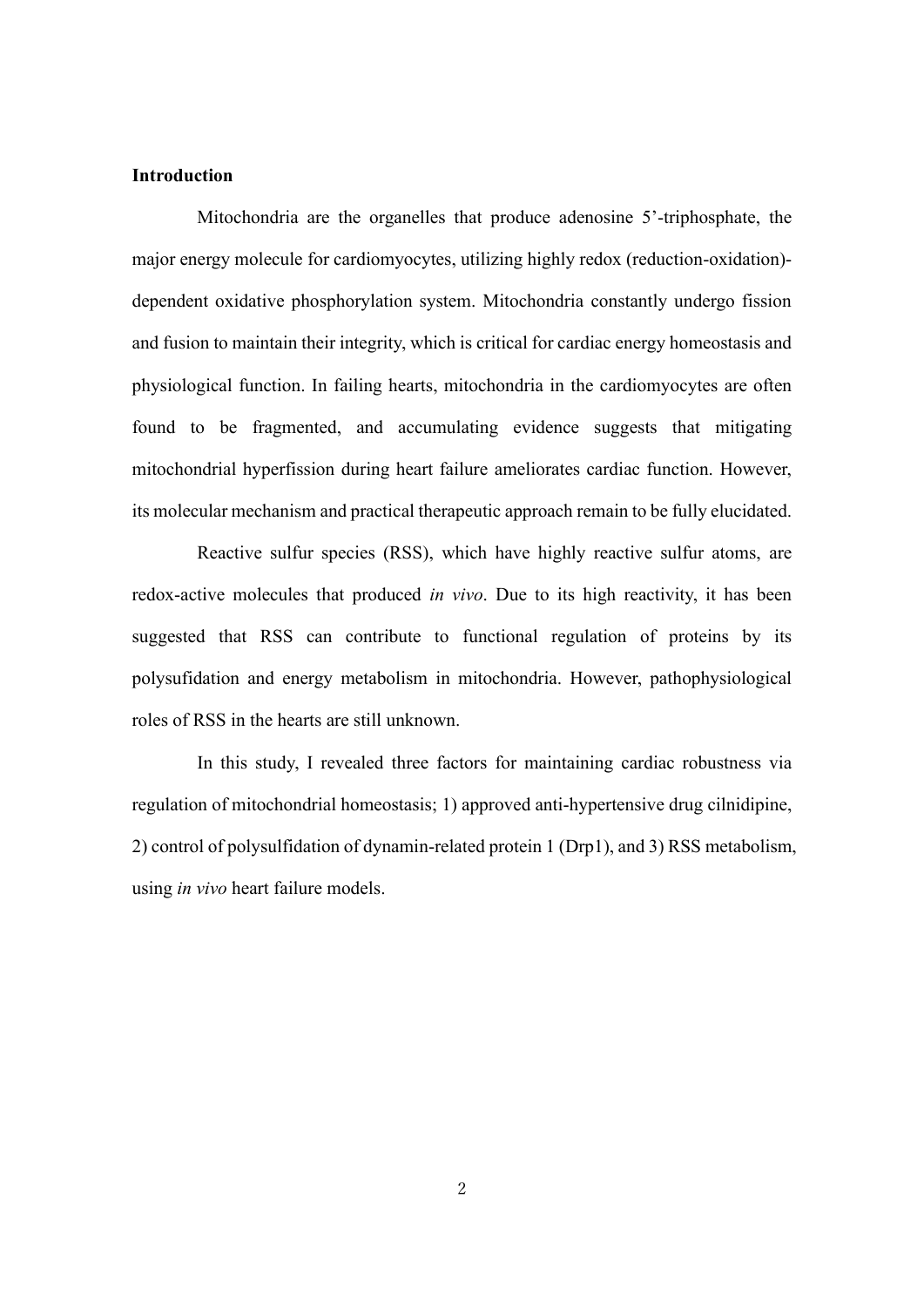**Introduction**

Mitochondria are the organelles that produce adenosine 5'-triphosphate, the major energy molecule for cardiomyocytes, utilizing highly redox (reduction-oxidation)-dependent oxidative phosphorylation system. Mitochondria constantly undergo fission and fusion to maintain their integrity, which is critical for cardiac energy homeostasis and physiological function. In failing hearts, mitochondria in the cardiomyocytes are often found to be fragmented, and accumulating evidence suggests that mitigating mitochondrial hyperfission during heart failure ameliorates cardiac function. However, its molecular mechanism and practical therapeutic approach remain to be fully elucidated.

Reactive sulfur species (RSS), which have highly reactive sulfur atoms, are redox-active molecules that produced *in vivo*. Due to its high reactivity, it has been suggested that RSS can contribute to functional regulation of proteins by its polysufidation and energy metabolism in mitochondria. However, pathophysiological roles of RSS in the hearts are still unknown.

In this study, I revealed three factors for maintaining cardiac robustness via regulation of mitochondrial homeostasis; 1) approved anti-hypertensive drug cilnidipine, 2) control of polysulfidation of dynamin-related protein 1 (Drp1), and 3) RSS metabolism, using *in vivo* heart failure models.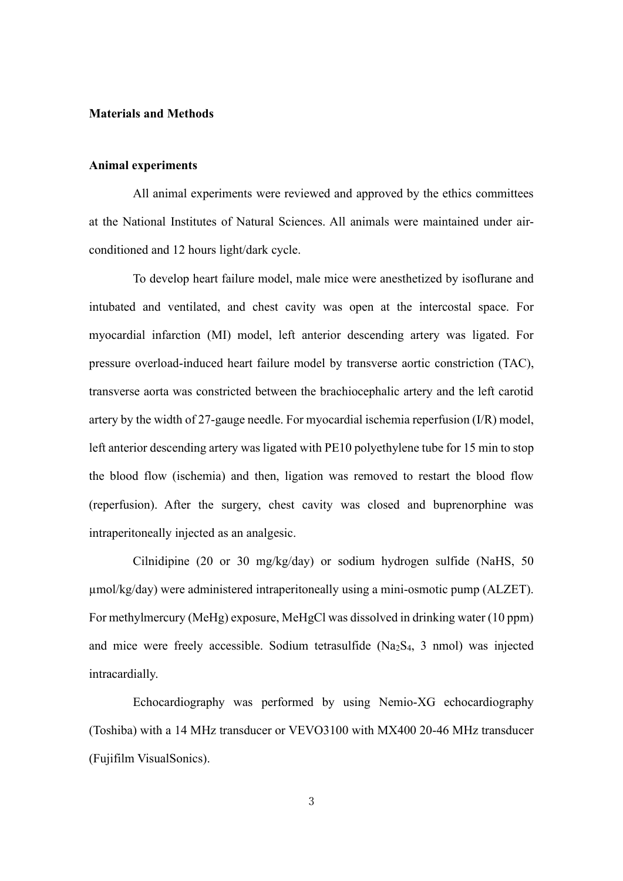## Materials and Methods

### Animal experiments

All animal experiments were reviewed and approved by the ethics committees at the National Institutes of Natural Sciences. All animals were maintained under air-conditioned and 12 hours light/dark cycle.

To develop heart failure model, male mice were anesthetized by isoflurane and intubated and ventilated, and chest cavity was open at the intercostal space. For myocardial infarction (MI) model, left anterior descending artery was ligated. For pressure overload-induced heart failure model by transverse aortic constriction (TAC), transverse aorta was constricted between the brachiocephalic artery and the left carotid artery by the width of 27-gauge needle. For myocardial ischemia reperfusion (I/R) model, left anterior descending artery was ligated with PE10 polyethylene tube for 15 min to stop the blood flow (ischemia) and then, ligation was removed to restart the blood flow (reperfusion). After the surgery, chest cavity was closed and buprenorphine was intraperitoneally injected as an analgesic.

Cilnidipine (20 or 30 mg/kg/day) or sodium hydrogen sulfide (NaHS, 50 μmol/kg/day) were administered intraperitoneally using a mini-osmotic pump (ALZET). For methylmercury (MeHg) exposure, MeHgCl was dissolved in drinking water (10 ppm) and mice were freely accessible. Sodium tetrasulfide ($Na_2S_4$, 3 nmol) was injected intracardially.

Echocardiography was performed by using Nemio-XG echocardiography (Toshiba) with a 14 MHz transducer or VEVO3100 with MX400 20-46 MHz transducer (Fujifilm VisualSonics).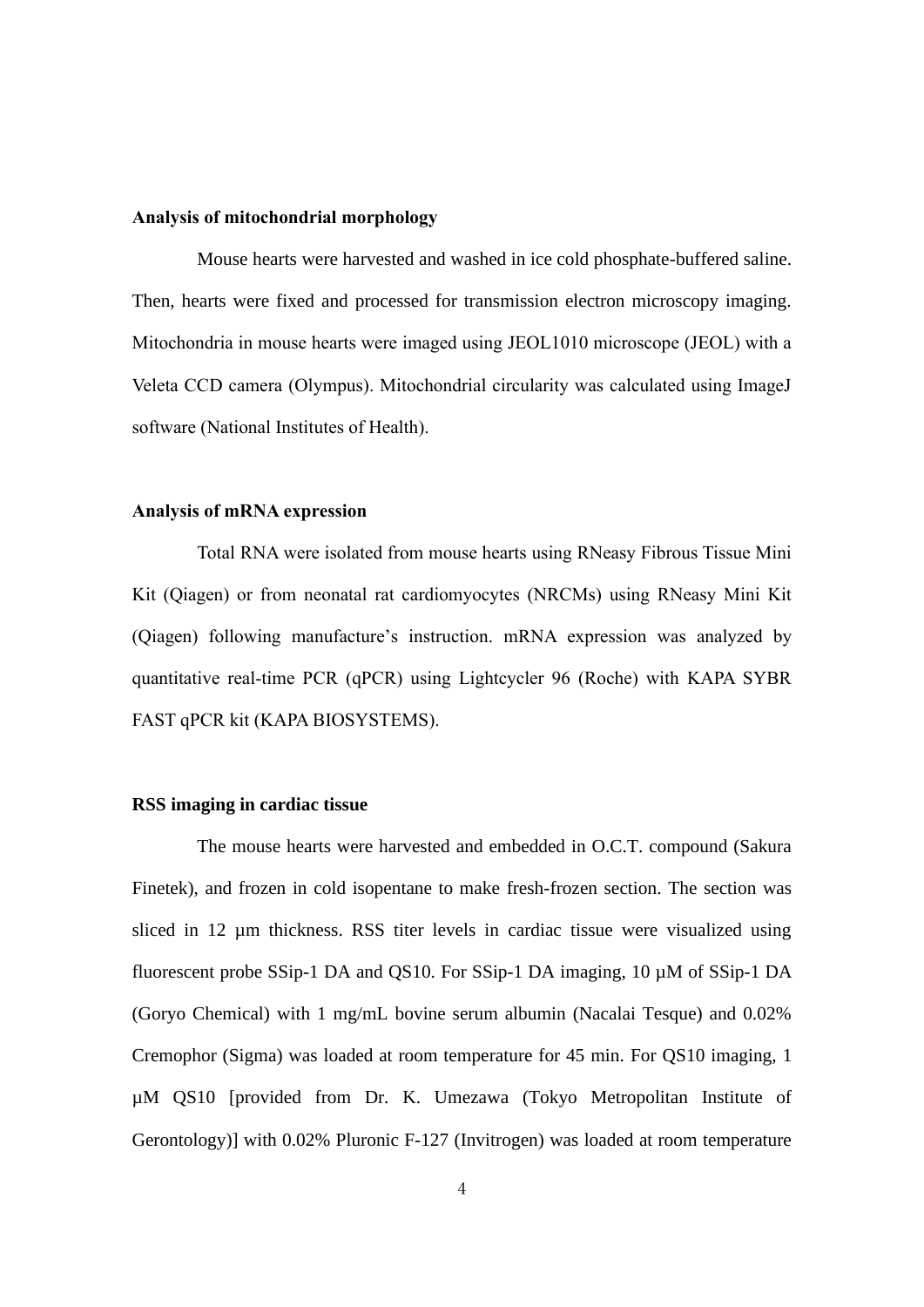**Analysis of mitochondrial morphology**

Mouse hearts were harvested and washed in ice cold phosphate-buffered saline. Then, hearts were fixed and processed for transmission electron microscopy imaging. Mitochondria in mouse hearts were imaged using JEOL1010 microscope (JEOL) with a Veleta CCD camera (Olympus). Mitochondrial circularity was calculated using ImageJ software (National Institutes of Health).

**Analysis of mRNA expression**

Total RNA were isolated from mouse hearts using RNeasy Fibrous Tissue Mini Kit (Qiagen) or from neonatal rat cardiomyocytes (NRCMs) using RNeasy Mini Kit (Qiagen) following manufacture's instruction. mRNA expression was analyzed by quantitative real-time PCR (qPCR) using Lightcycler 96 (Roche) with KAPA SYBR FAST qPCR kit (KAPA BIOSYSTEMS).

**RSS imaging in cardiac tissue**

The mouse hearts were harvested and embedded in O.C.T. compound (Sakura Finetek), and frozen in cold isopentane to make fresh-frozen section. The section was sliced in 12 μm thickness. RSS titer levels in cardiac tissue were visualized using fluorescent probe SSip-1 DA and QS10. For SSip-1 DA imaging, 10 μM of SSip-1 DA (Goryo Chemical) with 1 mg/mL bovine serum albumin (Nacalai Tesque) and 0.02% Cremophor (Sigma) was loaded at room temperature for 45 min. For QS10 imaging, 1 μM QS10 [provided from Dr. K. Umezawa (Tokyo Metropolitan Institute of Gerontology)] with 0.02% Pluronic F-127 (Invitrogen) was loaded at room temperature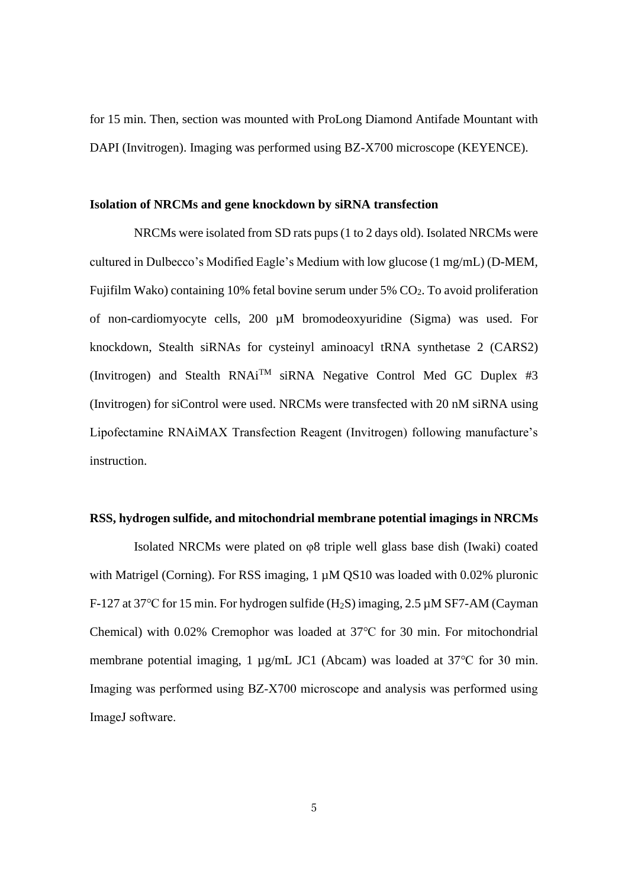for 15 min. Then, section was mounted with ProLong Diamond Antifade Mountant with DAPI (Invitrogen). Imaging was performed using BZ-X700 microscope (KEYENCE).

**Isolation of NRCMs and gene knockdown by siRNA transfection**

NRCMs were isolated from SD rats pups (1 to 2 days old). Isolated NRCMs were cultured in Dulbecco's Modified Eagle's Medium with low glucose (1 mg/mL) (D-MEM, Fujifilm Wako) containing 10% fetal bovine serum under 5% $CO_2$. To avoid proliferation of non-cardiomyocyte cells, 200 µM bromodeoxyuridine (Sigma) was used. For knockdown, Stealth siRNAs for cysteinyl aminoacyl tRNA synthetase 2 (CARS2) (Invitrogen) and Stealth RNAi$^{TM}$ siRNA Negative Control Med GC Duplex #3 (Invitrogen) for siControl were used. NRCMs were transfected with 20 nM siRNA using Lipofectamine RNAiMAX Transfection Reagent (Invitrogen) following manufacture's instruction.

**RSS, hydrogen sulfide, and mitochondrial membrane potential imagings in NRCMs**

Isolated NRCMs were plated on φ8 triple well glass base dish (Iwaki) coated with Matrigel (Corning). For RSS imaging, 1 µM QS10 was loaded with 0.02% pluronic F-127 at 37℃ for 15 min. For hydrogen sulfide ($H_2S$) imaging, 2.5 µM SF7-AM (Cayman Chemical) with 0.02% Cremophor was loaded at 37℃ for 30 min. For mitochondrial membrane potential imaging, 1 µg/mL JC1 (Abcam) was loaded at 37℃ for 30 min. Imaging was performed using BZ-X700 microscope and analysis was performed using ImageJ software.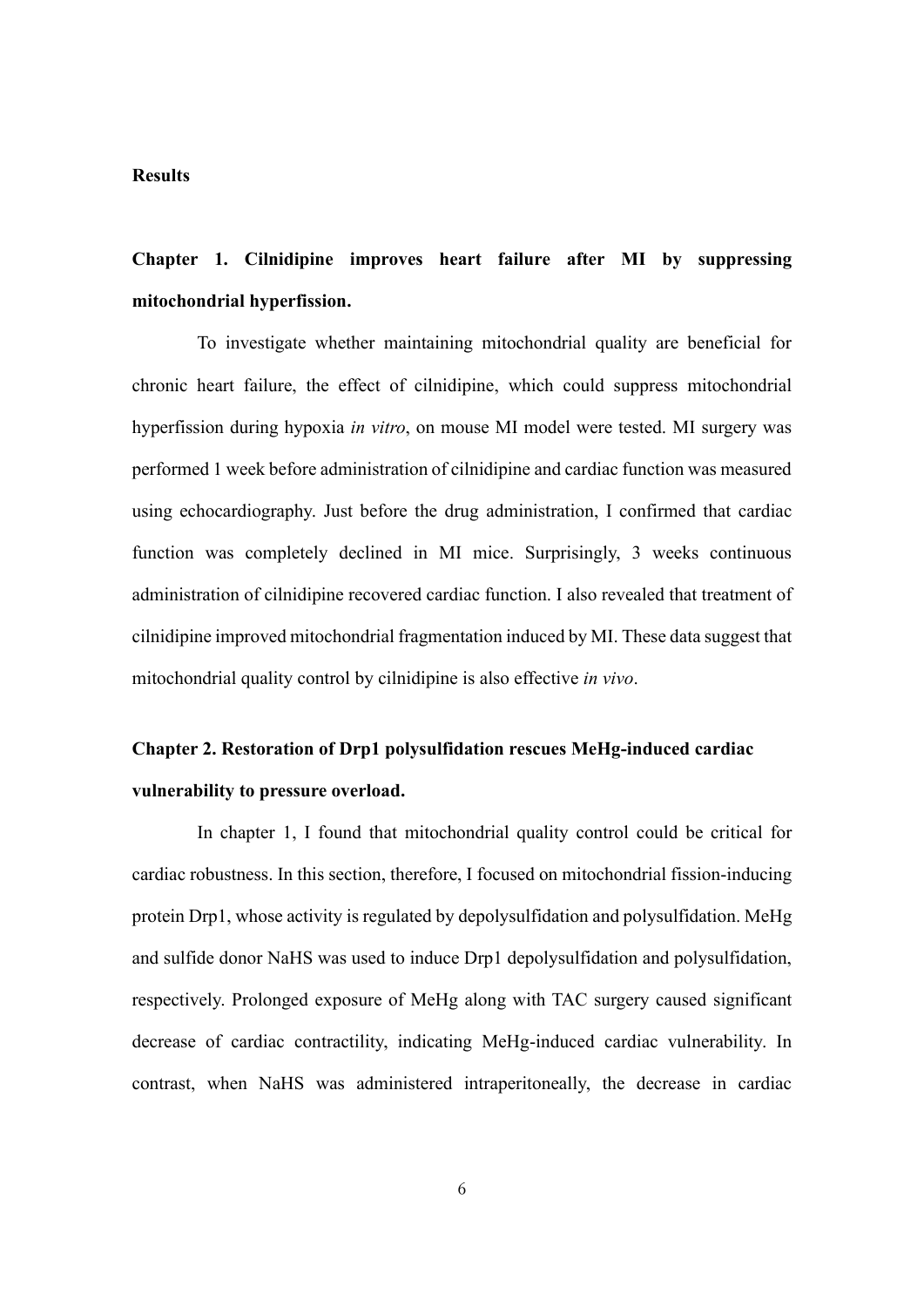## Results

### Chapter 1. Cilnidipine improves heart failure after MI by suppressing mitochondrial hyperfission.

To investigate whether maintaining mitochondrial quality are beneficial for chronic heart failure, the effect of cilnidipine, which could suppress mitochondrial hyperfission during hypoxia *in vitro*, on mouse MI model were tested. MI surgery was performed 1 week before administration of cilnidipine and cardiac function was measured using echocardiography. Just before the drug administration, I confirmed that cardiac function was completely declined in MI mice. Surprisingly, 3 weeks continuous administration of cilnidipine recovered cardiac function. I also revealed that treatment of cilnidipine improved mitochondrial fragmentation induced by MI. These data suggest that mitochondrial quality control by cilnidipine is also effective *in vivo*.

### Chapter 2. Restoration of Drp1 polysulfidation rescues MeHg-induced cardiac vulnerability to pressure overload.

In chapter 1, I found that mitochondrial quality control could be critical for cardiac robustness. In this section, therefore, I focused on mitochondrial fission-inducing protein Drp1, whose activity is regulated by depolysulfidation and polysulfidation. MeHg and sulfide donor NaHS was used to induce Drp1 depolysulfidation and polysulfidation, respectively. Prolonged exposure of MeHg along with TAC surgery caused significant decrease of cardiac contractility, indicating MeHg-induced cardiac vulnerability. In contrast, when NaHS was administered intraperitoneally, the decrease in cardiac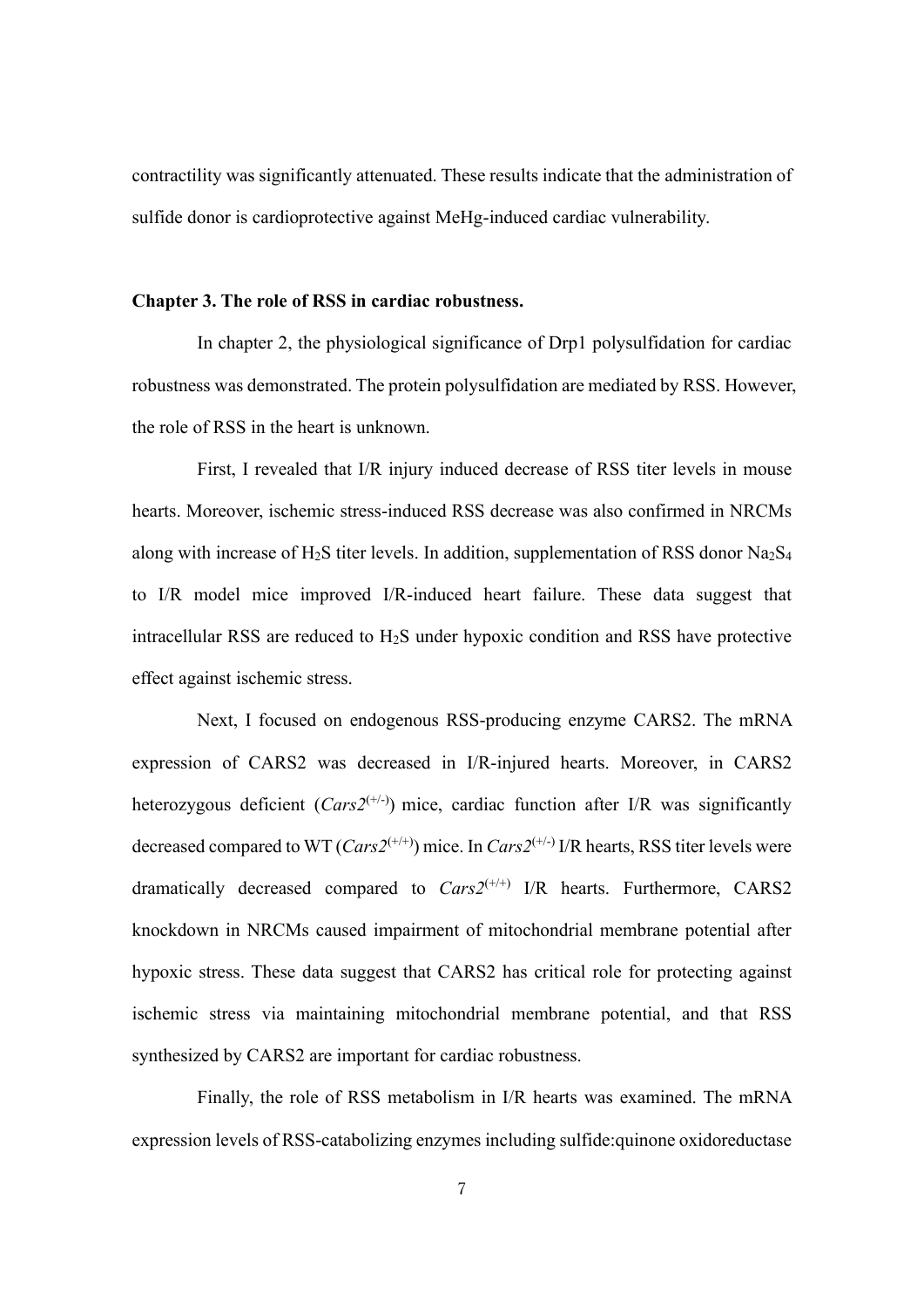contractility was significantly attenuated. These results indicate that the administration of sulfide donor is cardioprotective against MeHg-induced cardiac vulnerability.

**Chapter 3. The role of RSS in cardiac robustness.**

In chapter 2, the physiological significance of Drp1 polysulfidation for cardiac robustness was demonstrated. The protein polysulfidation are mediated by RSS. However, the role of RSS in the heart is unknown.

First, I revealed that I/R injury induced decrease of RSS titer levels in mouse hearts. Moreover, ischemic stress-induced RSS decrease was also confirmed in NRCMs along with increase of $H_2S$ titer levels. In addition, supplementation of RSS donor $Na_2S_4$ to I/R model mice improved I/R-induced heart failure. These data suggest that intracellular RSS are reduced to $H_2S$ under hypoxic condition and RSS have protective effect against ischemic stress.

Next, I focused on endogenous RSS-producing enzyme CARS2. The mRNA expression of CARS2 was decreased in I/R-injured hearts. Moreover, in CARS2 heterozygous deficient (*Cars2*$^{(+/-)}$) mice, cardiac function after I/R was significantly decreased compared to WT (*Cars2*$^{(+/+)}$) mice. In *Cars2*$^{(+/-)}$ I/R hearts, RSS titer levels were dramatically decreased compared to *Cars2*$^{(+/+)}$ I/R hearts. Furthermore, CARS2 knockdown in NRCMs caused impairment of mitochondrial membrane potential after hypoxic stress. These data suggest that CARS2 has critical role for protecting against ischemic stress via maintaining mitochondrial membrane potential, and that RSS synthesized by CARS2 are important for cardiac robustness.

Finally, the role of RSS metabolism in I/R hearts was examined. The mRNA expression levels of RSS-catabolizing enzymes including sulfide:quinone oxidoreductase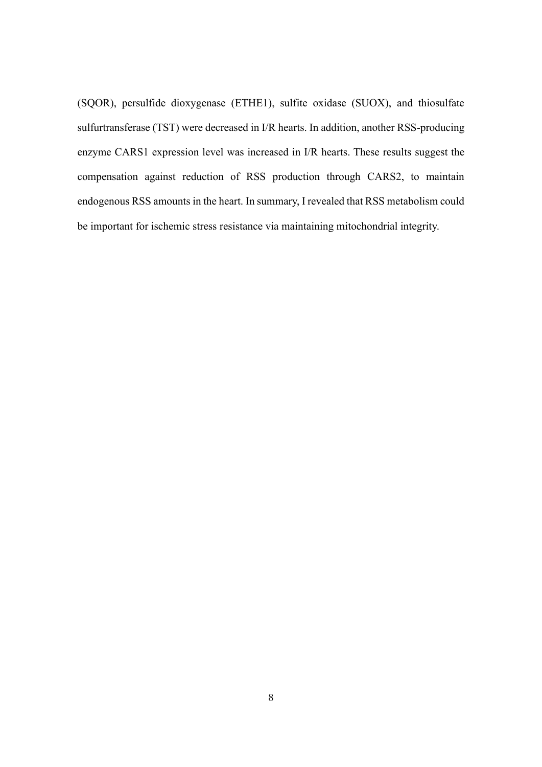(SQOR), persulfide dioxygenase (ETHE1), sulfite oxidase (SUOX), and thiosulfate sulfurtransferase (TST) were decreased in I/R hearts. In addition, another RSS-producing enzyme CARS1 expression level was increased in I/R hearts. These results suggest the compensation against reduction of RSS production through CARS2, to maintain endogenous RSS amounts in the heart. In summary, I revealed that RSS metabolism could be important for ischemic stress resistance via maintaining mitochondrial integrity.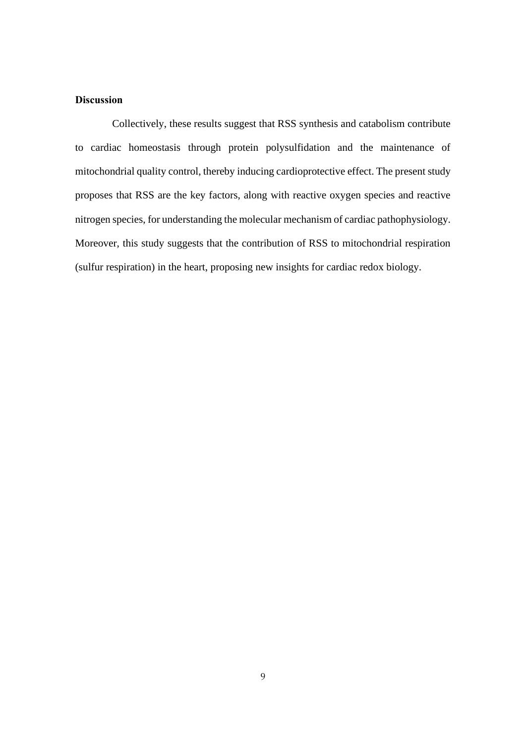**Discussion**

Collectively, these results suggest that RSS synthesis and catabolism contribute to cardiac homeostasis through protein polysulfidation and the maintenance of mitochondrial quality control, thereby inducing cardioprotective effect. The present study proposes that RSS are the key factors, along with reactive oxygen species and reactive nitrogen species, for understanding the molecular mechanism of cardiac pathophysiology. Moreover, this study suggests that the contribution of RSS to mitochondrial respiration (sulfur respiration) in the heart, proposing new insights for cardiac redox biology.